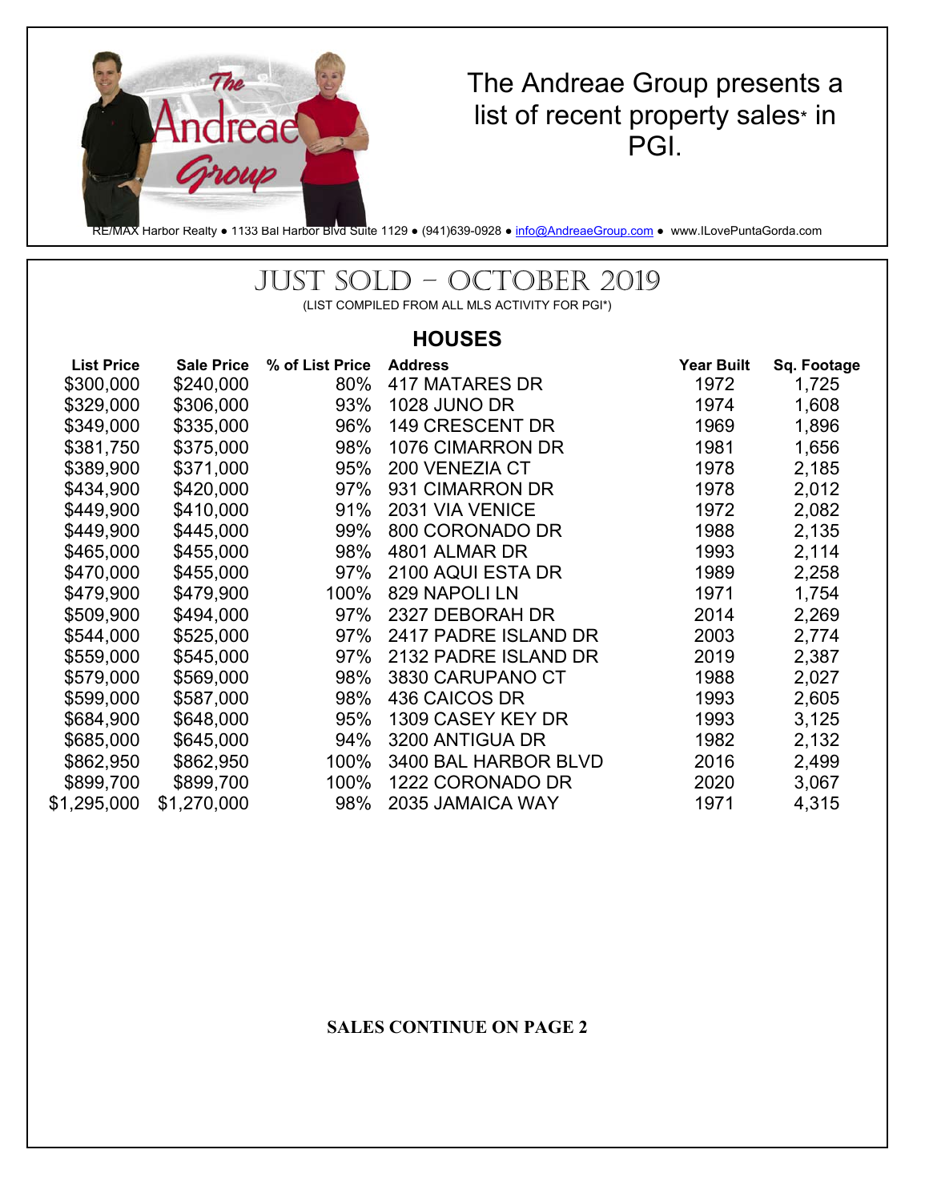The Andreae Group presents a list of recent property sales* in PGI.

RE/MAX Harbor Realty ● 1133 Bal Harbor Blvd Suite 1129 ● (941)639-0928 ● info@AndreaeGroup.com ● www.ILovePuntaGorda.com

# JUST SOLD – OCTOBER 2019

(LIST COMPILED FROM ALL MLS ACTIVITY FOR PGI*)

## HOUSES

| List Price | Sale Price | % of List Price | Address | Year Built | Sq. Footage |
|---|---|---|---|---|---|
| $300,000 | $240,000 | 80% | 417 MATARES DR | 1972 | 1,725 |
| $329,000 | $306,000 | 93% | 1028 JUNO DR | 1974 | 1,608 |
| $349,000 | $335,000 | 96% | 149 CRESCENT DR | 1969 | 1,896 |
| $381,750 | $375,000 | 98% | 1076 CIMARRON DR | 1981 | 1,656 |
| $389,900 | $371,000 | 95% | 200 VENEZIA CT | 1978 | 2,185 |
| $434,900 | $420,000 | 97% | 931 CIMARRON DR | 1978 | 2,012 |
| $449,900 | $410,000 | 91% | 2031 VIA VENICE | 1972 | 2,082 |
| $449,900 | $445,000 | 99% | 800 CORONADO DR | 1988 | 2,135 |
| $465,000 | $455,000 | 98% | 4801 ALMAR DR | 1993 | 2,114 |
| $470,000 | $455,000 | 97% | 2100 AQUI ESTA DR | 1989 | 2,258 |
| $479,900 | $479,900 | 100% | 829 NAPOLI LN | 1971 | 1,754 |
| $509,900 | $494,000 | 97% | 2327 DEBORAH DR | 2014 | 2,269 |
| $544,000 | $525,000 | 97% | 2417 PADRE ISLAND DR | 2003 | 2,774 |
| $559,000 | $545,000 | 97% | 2132 PADRE ISLAND DR | 2019 | 2,387 |
| $579,000 | $569,000 | 98% | 3830 CARUPANO CT | 1988 | 2,027 |
| $599,000 | $587,000 | 98% | 436 CAICOS DR | 1993 | 2,605 |
| $684,900 | $648,000 | 95% | 1309 CASEY KEY DR | 1993 | 3,125 |
| $685,000 | $645,000 | 94% | 3200 ANTIGUA DR | 1982 | 2,132 |
| $862,950 | $862,950 | 100% | 3400 BAL HARBOR BLVD | 2016 | 2,499 |
| $899,700 | $899,700 | 100% | 1222 CORONADO DR | 2020 | 3,067 |
| $1,295,000 | $1,270,000 | 98% | 2035 JAMAICA WAY | 1971 | 4,315 |

**SALES CONTINUE ON PAGE 2**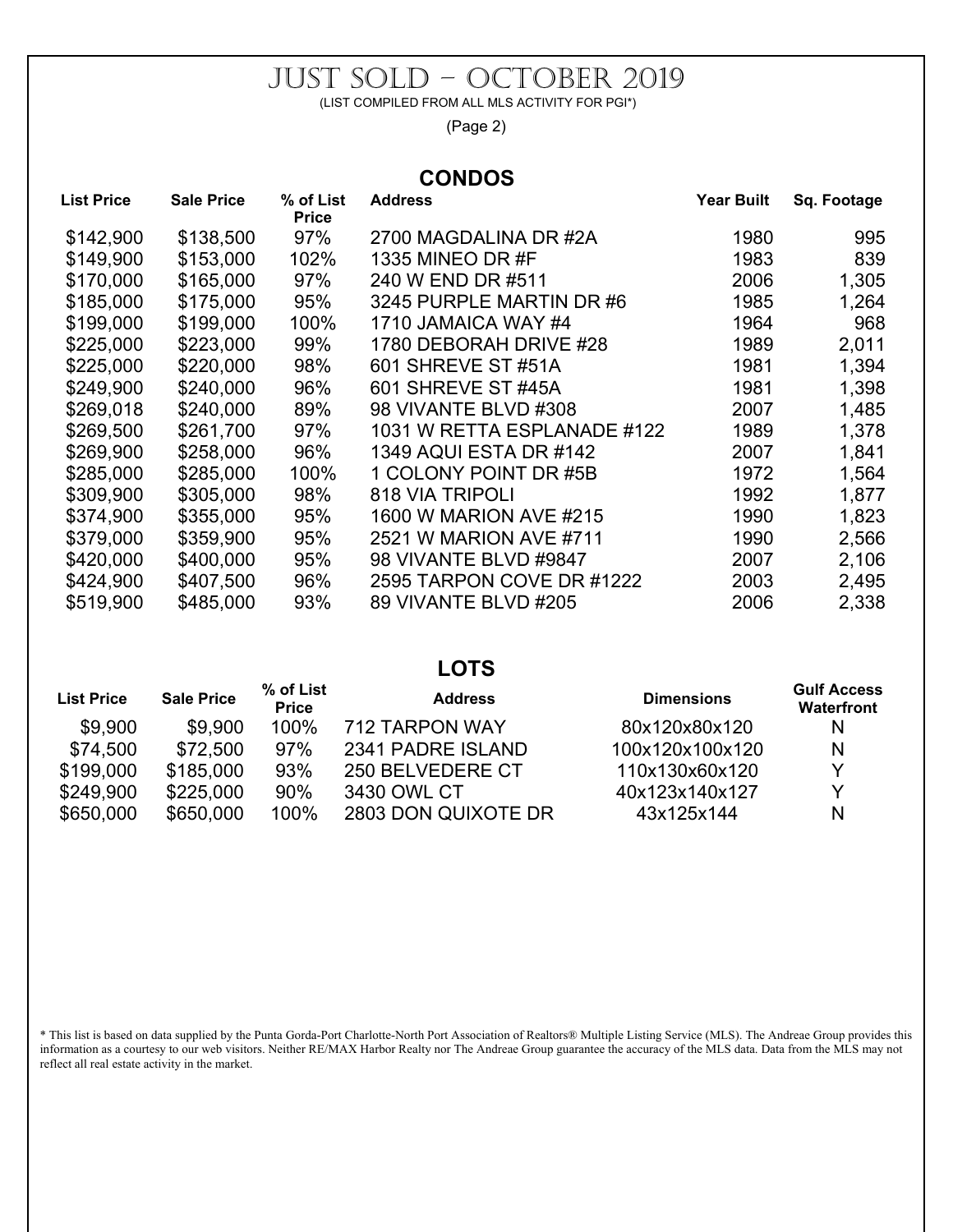# JUST SOLD – OCTOBER 2019

(LIST COMPILED FROM ALL MLS ACTIVITY FOR PGI*)

(Page 2)

## CONDOS

| List Price | Sale Price | % of List Price | Address | Year Built | Sq. Footage |
|---|---|---|---|---|---|
| $142,900 | $138,500 | 97% | 2700 MAGDALINA DR #2A | 1980 | 995 |
| $149,900 | $153,000 | 102% | 1335 MINEO DR #F | 1983 | 839 |
| $170,000 | $165,000 | 97% | 240 W END DR #511 | 2006 | 1,305 |
| $185,000 | $175,000 | 95% | 3245 PURPLE MARTIN DR #6 | 1985 | 1,264 |
| $199,000 | $199,000 | 100% | 1710 JAMAICA WAY #4 | 1964 | 968 |
| $225,000 | $223,000 | 99% | 1780 DEBORAH DRIVE #28 | 1989 | 2,011 |
| $225,000 | $220,000 | 98% | 601 SHREVE ST #51A | 1981 | 1,394 |
| $249,900 | $240,000 | 96% | 601 SHREVE ST #45A | 1981 | 1,398 |
| $269,018 | $240,000 | 89% | 98 VIVANTE BLVD #308 | 2007 | 1,485 |
| $269,500 | $261,700 | 97% | 1031 W RETTA ESPLANADE #122 | 1989 | 1,378 |
| $269,900 | $258,000 | 96% | 1349 AQUI ESTA DR #142 | 2007 | 1,841 |
| $285,000 | $285,000 | 100% | 1 COLONY POINT DR #5B | 1972 | 1,564 |
| $309,900 | $305,000 | 98% | 818 VIA TRIPOLI | 1992 | 1,877 |
| $374,900 | $355,000 | 95% | 1600 W MARION AVE #215 | 1990 | 1,823 |
| $379,000 | $359,900 | 95% | 2521 W MARION AVE #711 | 1990 | 2,566 |
| $420,000 | $400,000 | 95% | 98 VIVANTE BLVD #9847 | 2007 | 2,106 |
| $424,900 | $407,500 | 96% | 2595 TARPON COVE DR #1222 | 2003 | 2,495 |
| $519,900 | $485,000 | 93% | 89 VIVANTE BLVD #205 | 2006 | 2,338 |

## LOTS

| List Price | Sale Price | % of List Price | Address | Dimensions | Gulf Access Waterfront |
|---|---|---|---|---|---|
| $9,900 | $9,900 | 100% | 712 TARPON WAY | 80x120x80x120 | N |
| $74,500 | $72,500 | 97% | 2341 PADRE ISLAND | 100x120x100x120 | N |
| $199,000 | $185,000 | 93% | 250 BELVEDERE CT | 110x130x60x120 | Y |
| $249,900 | $225,000 | 90% | 3430 OWL CT | 40x123x140x127 | Y |
| $650,000 | $650,000 | 100% | 2803 DON QUIXOTE DR | 43x125x144 | N |

* This list is based on data supplied by the Punta Gorda-Port Charlotte-North Port Association of Realtors® Multiple Listing Service (MLS). The Andreae Group provides this information as a courtesy to our web visitors. Neither RE/MAX Harbor Realty nor The Andreae Group guarantee the accuracy of the MLS data. Data from the MLS may not reflect all real estate activity in the market.